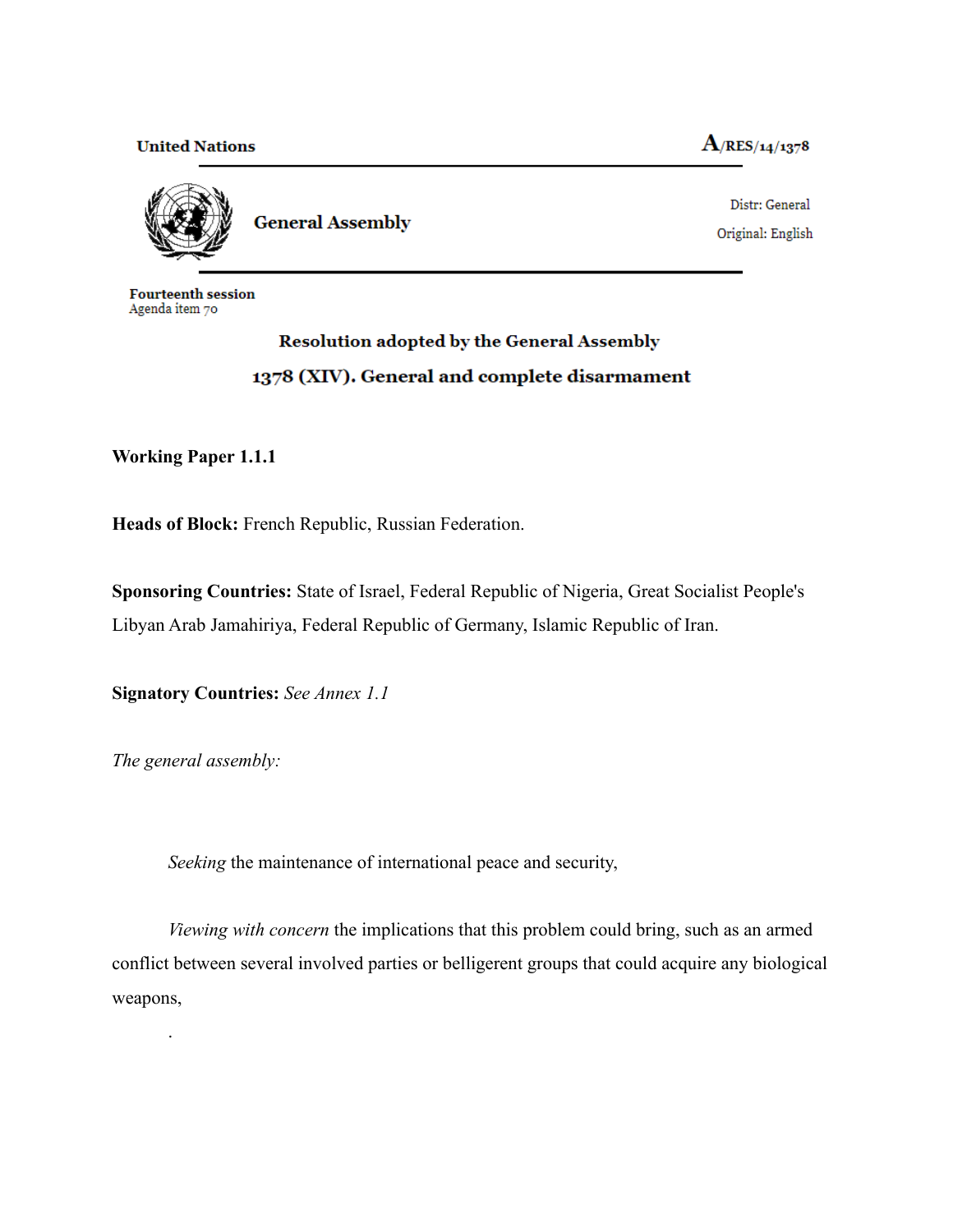**United Nations** **A/RES/14/1378**

**General Assembly**

Distr: General

Original: English

**Fourteenth session**
Agenda item 70

# Resolution adopted by the General Assembly

# 1378 (XIV). General and complete disarmament

**Working Paper 1.1.1**

**Heads of Block:** French Republic, Russian Federation.

**Sponsoring Countries:** State of Israel, Federal Republic of Nigeria, Great Socialist People's Libyan Arab Jamahiriya, Federal Republic of Germany, Islamic Republic of Iran.

**Signatory Countries:** *See Annex 1.1*

*The general assembly:*

*Seeking* the maintenance of international peace and security,

*Viewing with concern* the implications that this problem could bring, such as an armed conflict between several involved parties or belligerent groups that could acquire any biological weapons,

.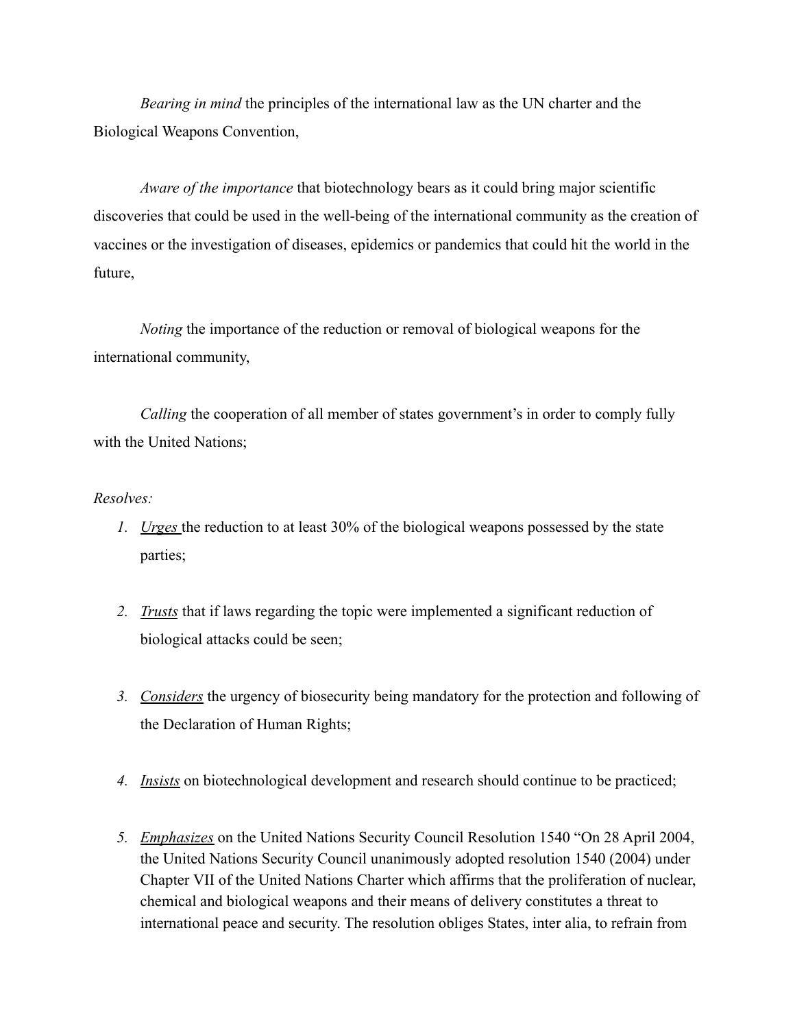*Bearing in mind* the principles of the international law as the UN charter and the Biological Weapons Convention,

*Aware of the importance* that biotechnology bears as it could bring major scientific discoveries that could be used in the well-being of the international community as the creation of vaccines or the investigation of diseases, epidemics or pandemics that could hit the world in the future,

*Noting* the importance of the reduction or removal of biological weapons for the international community,

*Calling* the cooperation of all member of states government's in order to comply fully with the United Nations;

*Resolves:*

1. *Urges* the reduction to at least 30% of the biological weapons possessed by the state parties;

2. *Trusts* that if laws regarding the topic were implemented a significant reduction of biological attacks could be seen;

3. *Considers* the urgency of biosecurity being mandatory for the protection and following of the Declaration of Human Rights;

4. *Insists* on biotechnological development and research should continue to be practiced;

5. *Emphasizes* on the United Nations Security Council Resolution 1540 "On 28 April 2004, the United Nations Security Council unanimously adopted resolution 1540 (2004) under Chapter VII of the United Nations Charter which affirms that the proliferation of nuclear, chemical and biological weapons and their means of delivery constitutes a threat to international peace and security. The resolution obliges States, inter alia, to refrain from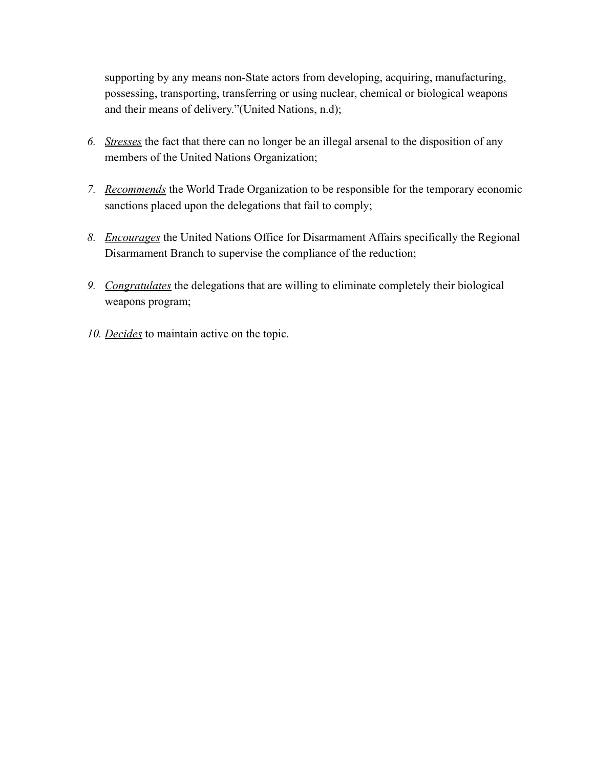supporting by any means non-State actors from developing, acquiring, manufacturing, possessing, transporting, transferring or using nuclear, chemical or biological weapons and their means of delivery."(United Nations, n.d);

6. *Stresses* the fact that there can no longer be an illegal arsenal to the disposition of any members of the United Nations Organization;

7. *Recommends* the World Trade Organization to be responsible for the temporary economic sanctions placed upon the delegations that fail to comply;

8. *Encourages* the United Nations Office for Disarmament Affairs specifically the Regional Disarmament Branch to supervise the compliance of the reduction;

9. *Congratulates* the delegations that are willing to eliminate completely their biological weapons program;

10. *Decides* to maintain active on the topic.